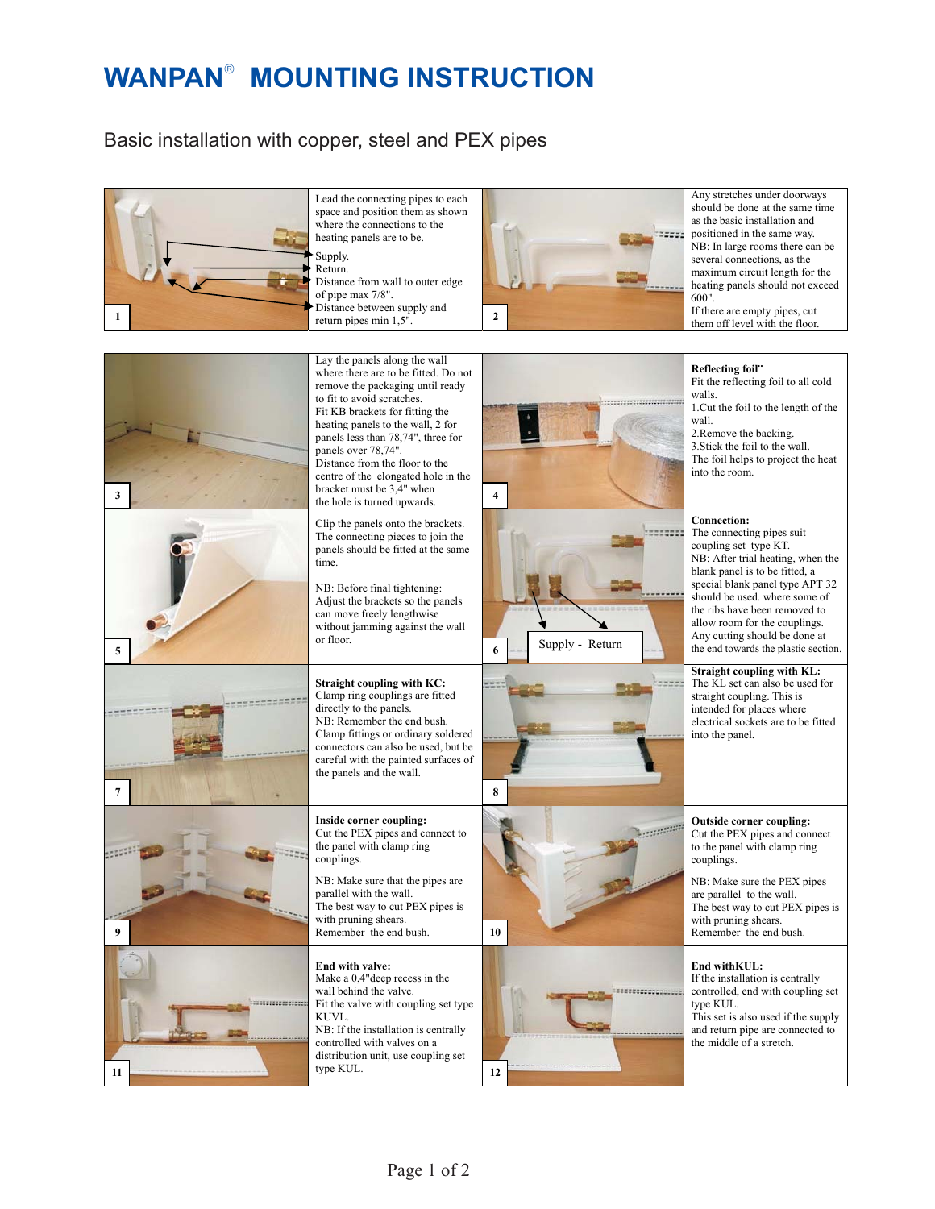# WANPAN® MOUNTING INSTRUCTION

## Basic installation with copper, steel and PEX pipes

**1**

Lead the connecting pipes to each space and position them as shown where the connections to the heating panels are to be.

Supply.
Return.
Distance from wall to outer edge of pipe max 7/8".
Distance between supply and return pipes min 1,5".

**2**

Any stretches under doorways should be done at the same time as the basic installation and positioned in the same way.
NB: In large rooms there can be several connections, as the maximum circuit length for the heating panels should not exceed 600".
If there are empty pipes, cut them off level with the floor.

**3**

Lay the panels along the wall where there are to be fitted. Do not remove the packaging until ready to fit to avoid scratches.
Fit KB brackets for fitting the heating panels to the wall, 2 for panels less than 78,74", three for panels over 78,74".
Distance from the floor to the centre of the elongated hole in the bracket must be 3,4" when the hole is turned upwards.

**4**

**Reflecting foil¨**
Fit the reflecting foil to all cold walls.
1.Cut the foil to the length of the wall.
2.Remove the backing.
3.Stick the foil to the wall.
The foil helps to project the heat into the room.

**5**

Clip the panels onto the brackets. The connecting pieces to join the panels should be fitted at the same time.

NB: Before final tightening:
Adjust the brackets so the panels can move freely lengthwise without jamming against the wall or floor.

**6**

Supply - Return

**Connection:**
The connecting pipes suit coupling set type KT.
NB: After trial heating, when the blank panel is to be fitted, a special blank panel type APT 32 should be used. where some of the ribs have been removed to allow room for the couplings.
Any cutting should be done at the end towards the plastic section.

**7**

**Straight coupling with KC:**
Clamp ring couplings are fitted directly to the panels.
NB: Remember the end bush.
Clamp fittings or ordinary soldered connectors can also be used, but be careful with the painted surfaces of the panels and the wall.

**8**

**Straight coupling with KL:**
The KL set can also be used for straight coupling. This is intended for places where electrical sockets are to be fitted into the panel.

**9**

**Inside corner coupling:**
Cut the PEX pipes and connect to the panel with clamp ring couplings.

NB: Make sure that the pipes are parallel with the wall.
The best way to cut PEX pipes is with pruning shears.
Remember the end bush.

**10**

**Outside corner coupling:**
Cut the PEX pipes and connect to the panel with clamp ring couplings.

NB: Make sure the PEX pipes are parallel to the wall.
The best way to cut PEX pipes is with pruning shears.
Remember the end bush.

**11**

**End with valve:**
Make a 0,4"deep recess in the wall behind the valve.
Fit the valve with coupling set type KUVL.
NB: If the installation is centrally controlled with valves on a distribution unit, use coupling set type KUL.

**12**

**End withKUL:**
If the installation is centrally controlled, end with coupling set type KUL.
This set is also used if the supply and return pipe are connected to the middle of a stretch.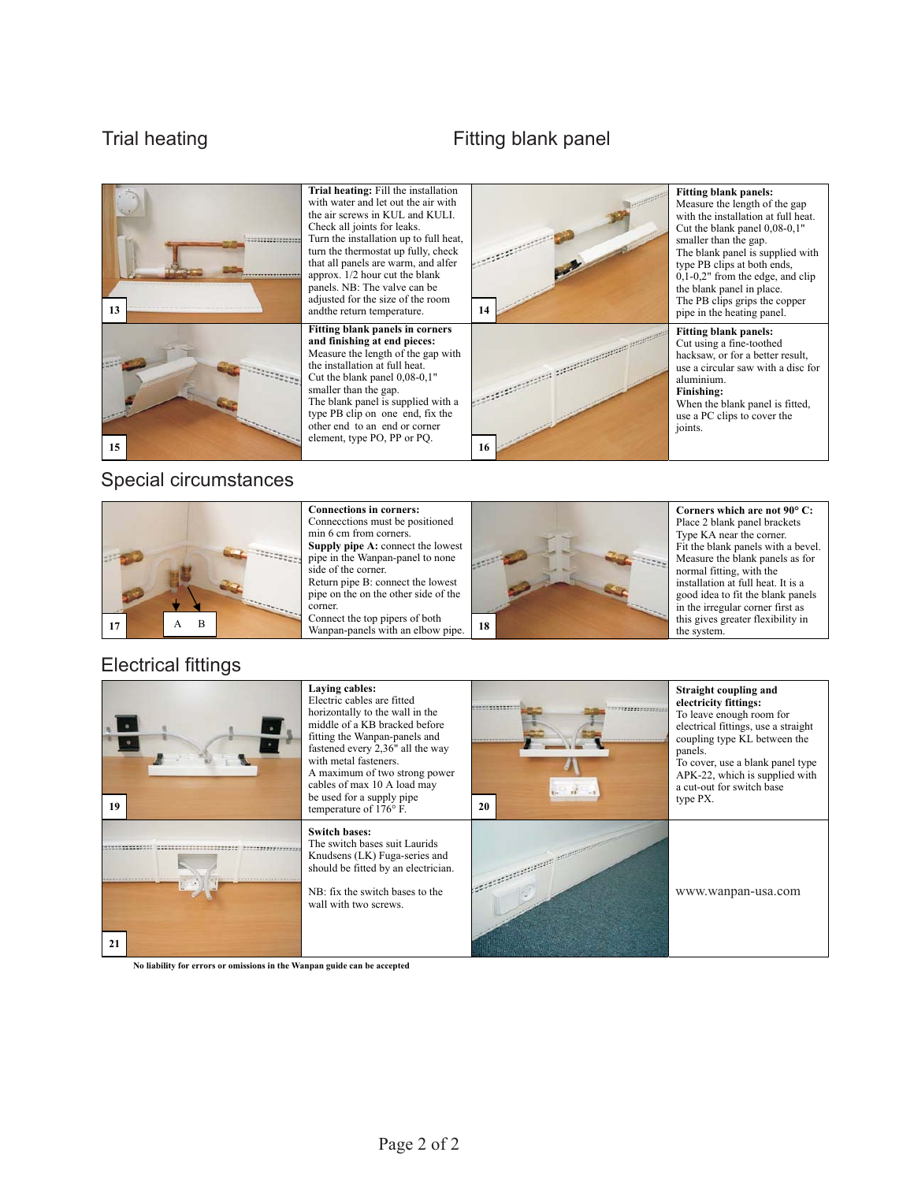## Trial heating

**Trial heating:** Fill the installation with water and let out the air with the air screws in KUL and KULI. Check all joints for leaks.
Turn the installation up to full heat, turn the thermostat up fully, check that all panels are warm, and alfer approx. 1/2 hour cut the blank panels. NB: The valve can be adjusted for the size of the room andthe return temperature.

13

**Fitting blank panels in corners and finishing at end pieces:**
Measure the length of the gap with the installation at full heat.
Cut the blank panel 0,08-0,1" smaller than the gap.
The blank panel is supplied with a type PB clip on one end, fix the other end to an end or corner element, type PO, PP or PQ.

15

## Fitting blank panel

**Fitting blank panels:**
Measure the length of the gap with the installation at full heat.
Cut the blank panel 0,08-0,1" smaller than the gap.
The blank panel is supplied with type PB clips at both ends, 0,1-0,2" from the edge, and clip the blank panel in place.
The PB clips grips the copper pipe in the heating panel.

14

**Fitting blank panels:**
Cut using a fine-toothed hacksaw, or for a better result, use a circular saw with a disc for aluminium.
**Finishing:**
When the blank panel is fitted, use a PC clips to cover the joints.

16

## Special circumstances

**Connections in corners:**
Connecctions must be positioned min 6 cm from corners.
**Supply pipe A:** connect the lowest pipe in the Wanpan-panel to none side of the corner.
Return pipe B: connect the lowest pipe on the on the other side of the corner.
Connect the top pipers of both Wanpan-panels with an elbow pipe.

17 A B

**Corners which are not 90° C:**
Place 2 blank panel brackets Type KA near the corner.
Fit the blank panels with a bevel.
Measure the blank panels as for normal fitting, with the installation at full heat. It is a good idea to fit the blank panels in the irregular corner first as this gives greater flexibility in the system.

18

## Electrical fittings

**Laying cables:**
Electric cables are fitted horizontally to the wall in the middle of a KB bracked before fitting the Wanpan-panels and fastened every 2,36" all the way with metal fasteners.
A maximum of two strong power cables of max 10 A load may be used for a supply pipe temperature of 176° F.

19

**Switch bases:**
The switch bases suit Laurids Knudsens (LK) Fuga-series and should be fitted by an electrician.

NB: fix the switch bases to the wall with two screws.

21

**Straight coupling and electricity fittings:**
To leave enough room for electrical fittings, use a straight coupling type KL between the panels.
To cover, use a blank panel type APK-22, which is supplied with a cut-out for switch base type PX.

20

www.wanpan-usa.com

**No liability for errors or omissions in the Wanpan guide can be accepted**